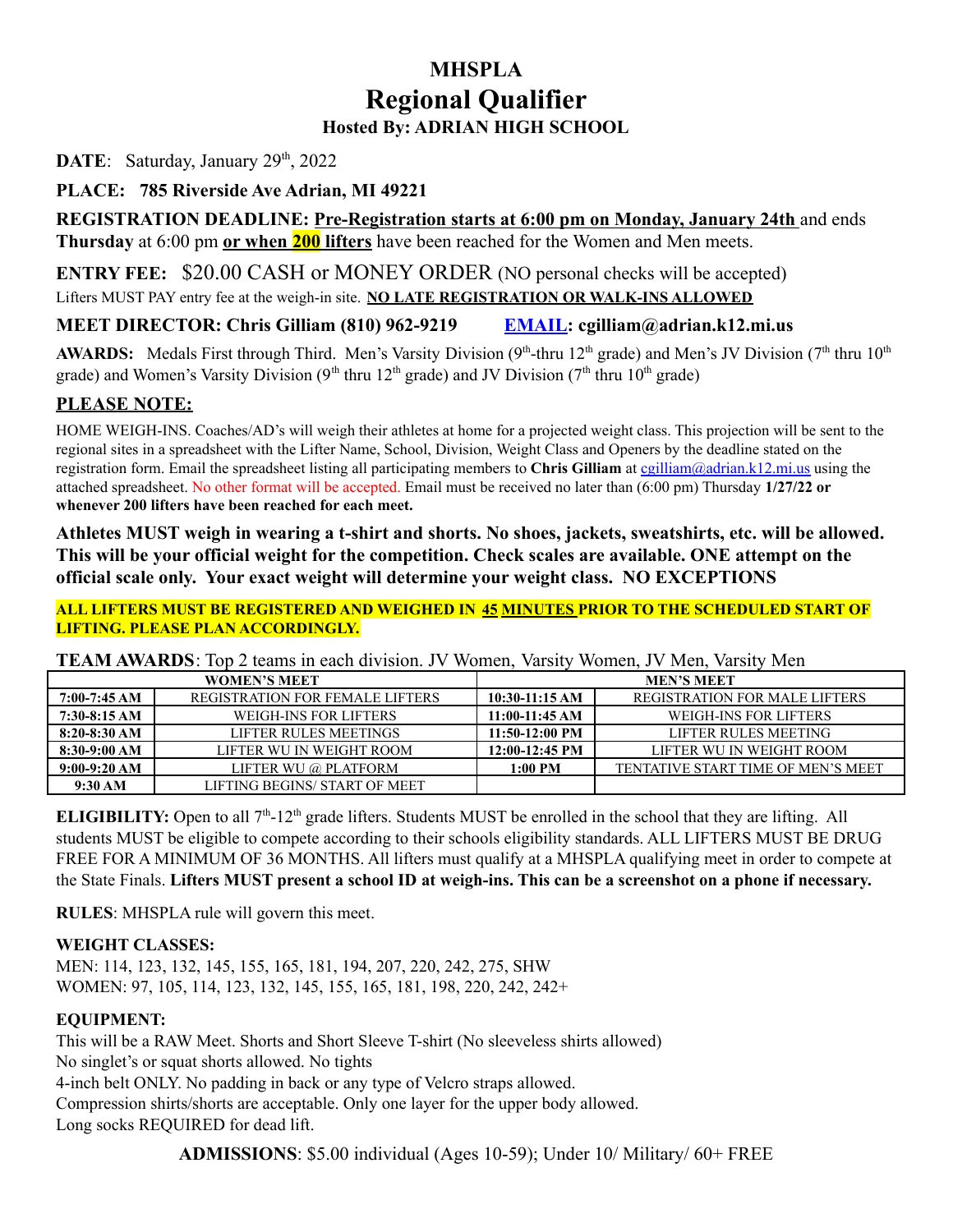# MHSPLA

# Regional Qualifier

### Hosted By: ADRIAN HIGH SCHOOL

**DATE**: Saturday, January 29th, 2022

**PLACE: 785 Riverside Ave Adrian, MI 49221**

**REGISTRATION DEADLINE: Pre-Registration starts at 6:00 pm on Monday, January 24th** and ends **Thursday** at 6:00 pm **or when 200 lifters** have been reached for the Women and Men meets.

**ENTRY FEE:** $20.00 CASH or MONEY ORDER (NO personal checks will be accepted)

Lifters MUST PAY entry fee at the weigh-in site. **NO LATE REGISTRATION OR WALK-INS ALLOWED**

**MEET DIRECTOR: Chris Gilliam (810) 962-9219 EMAIL: cgilliam@adrian.k12.mi.us**

**AWARDS:** Medals First through Third. Men's Varsity Division (9th-thru 12th grade) and Men's JV Division (7th thru 10th grade) and Women's Varsity Division (9th thru 12th grade) and JV Division (7th thru 10th grade)

## PLEASE NOTE:

HOME WEIGH-INS. Coaches/AD's will weigh their athletes at home for a projected weight class. This projection will be sent to the regional sites in a spreadsheet with the Lifter Name, School, Division, Weight Class and Openers by the deadline stated on the registration form. Email the spreadsheet listing all participating members to **Chris Gilliam** at cgilliam@adrian.k12.mi.us using the attached spreadsheet. No other format will be accepted. Email must be received no later than (6:00 pm) Thursday **1/27/22 or whenever 200 lifters have been reached for each meet.**

**Athletes MUST weigh in wearing a t-shirt and shorts. No shoes, jackets, sweatshirts, etc. will be allowed. This will be your official weight for the competition. Check scales are available. ONE attempt on the official scale only. Your exact weight will determine your weight class. NO EXCEPTIONS**

**ALL LIFTERS MUST BE REGISTERED AND WEIGHED IN 45 MINUTES PRIOR TO THE SCHEDULED START OF LIFTING. PLEASE PLAN ACCORDINGLY.**

**TEAM AWARDS**: Top 2 teams in each division. JV Women, Varsity Women, JV Men, Varsity Men

| WOMEN'S MEET | | MEN'S MEET | |
|---|---|---|---|
| **7:00-7:45 AM** | REGISTRATION FOR FEMALE LIFTERS | **10:30-11:15 AM** | REGISTRATION FOR MALE LIFTERS |
| **7:30-8:15 AM** | WEIGH-INS FOR LIFTERS | **11:00-11:45 AM** | WEIGH-INS FOR LIFTERS |
| **8:20-8:30 AM** | LIFTER RULES MEETINGS | **11:50-12:00 PM** | LIFTER RULES MEETING |
| **8:30-9:00 AM** | LIFTER WU IN WEIGHT ROOM | **12:00-12:45 PM** | LIFTER WU IN WEIGHT ROOM |
| **9:00-9:20 AM** | LIFTER WU @ PLATFORM | **1:00 PM** | TENTATIVE START TIME OF MEN'S MEET |
| **9:30 AM** | LIFTING BEGINS/ START OF MEET | | |

**ELIGIBILITY:** Open to all 7th-12th grade lifters. Students MUST be enrolled in the school that they are lifting. All students MUST be eligible to compete according to their schools eligibility standards. ALL LIFTERS MUST BE DRUG FREE FOR A MINIMUM OF 36 MONTHS. All lifters must qualify at a MHSPLA qualifying meet in order to compete at the State Finals. **Lifters MUST present a school ID at weigh-ins. This can be a screenshot on a phone if necessary.**

**RULES**: MHSPLA rule will govern this meet.

**WEIGHT CLASSES:**

MEN: 114, 123, 132, 145, 155, 165, 181, 194, 207, 220, 242, 275, SHW

WOMEN: 97, 105, 114, 123, 132, 145, 155, 165, 181, 198, 220, 242, 242+

**EQUIPMENT:**

This will be a RAW Meet. Shorts and Short Sleeve T-shirt (No sleeveless shirts allowed)

No singlet's or squat shorts allowed. No tights

4-inch belt ONLY. No padding in back or any type of Velcro straps allowed.

Compression shirts/shorts are acceptable. Only one layer for the upper body allowed.

Long socks REQUIRED for dead lift.

**ADMISSIONS**: $5.00 individual (Ages 10-59); Under 10/ Military/ 60+ FREE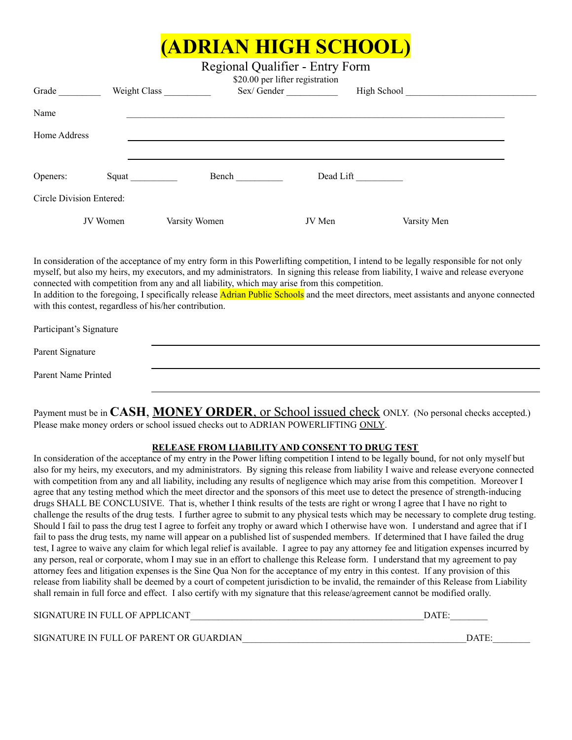# (ADRIAN HIGH SCHOOL)

## Regional Qualifier - Entry Form

$20.00 per lifter registration

Grade _________ Weight Class __________ Sex/ Gender ___________ High School ___________________________

Name ______________________________________________________________________________

Home Address ______________________________________________________________________________

______________________________________________________________________________

Openers: Squat __________ Bench __________ Dead Lift __________

Circle Division Entered:

JV Women Varsity Women JV Men Varsity Men

In consideration of the acceptance of my entry form in this Powerlifting competition, I intend to be legally responsible for not only myself, but also my heirs, my executors, and my administrators. In signing this release from liability, I waive and release everyone connected with competition from any and all liability, which may arise from this competition.
In addition to the foregoing, I specifically release Adrian Public Schools and the meet directors, meet assistants and anyone connected with this contest, regardless of his/her contribution.

Participant's Signature ______________________________________________________________

Parent Signature ______________________________________________________________

Parent Name Printed ______________________________________________________________

Payment must be in **CASH**, **MONEY ORDER**, or School issued check ONLY. (No personal checks accepted.) Please make money orders or school issued checks out to ADRIAN POWERLIFTING ONLY.

**RELEASE FROM LIABILITY AND CONSENT TO DRUG TEST**

In consideration of the acceptance of my entry in the Power lifting competition I intend to be legally bound, for not only myself but also for my heirs, my executors, and my administrators. By signing this release from liability I waive and release everyone connected with competition from any and all liability, including any results of negligence which may arise from this competition. Moreover I agree that any testing method which the meet director and the sponsors of this meet use to detect the presence of strength-inducing drugs SHALL BE CONCLUSIVE. That is, whether I think results of the tests are right or wrong I agree that I have no right to challenge the results of the drug tests. I further agree to submit to any physical tests which may be necessary to complete drug testing. Should I fail to pass the drug test I agree to forfeit any trophy or award which I otherwise have won. I understand and agree that if I fail to pass the drug tests, my name will appear on a published list of suspended members. If determined that I have failed the drug test, I agree to waive any claim for which legal relief is available. I agree to pay any attorney fee and litigation expenses incurred by any person, real or corporate, whom I may sue in an effort to challenge this Release form. I understand that my agreement to pay attorney fees and litigation expenses is the Sine Qua Non for the acceptance of my entry in this contest. If any provision of this release from liability shall be deemed by a court of competent jurisdiction to be invalid, the remainder of this Release from Liability shall remain in full force and effect. I also certify with my signature that this release/agreement cannot be modified orally.

SIGNATURE IN FULL OF APPLICANT_________________________________________________DATE:________

SIGNATURE IN FULL OF PARENT OR GUARDIAN_______________________________________________DATE:________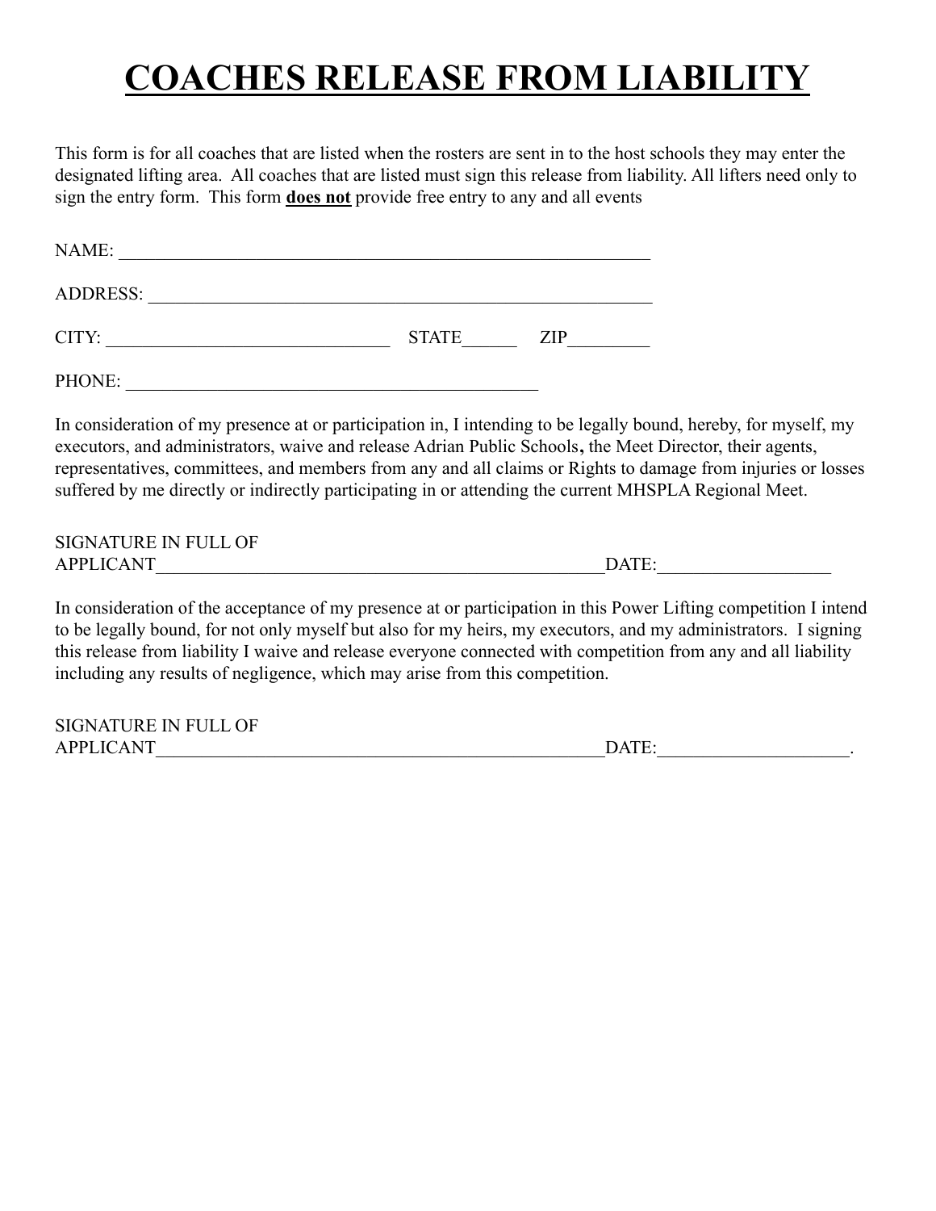# COACHES RELEASE FROM LIABILITY

This form is for all coaches that are listed when the rosters are sent in to the host schools they may enter the designated lifting area. All coaches that are listed must sign this release from liability. All lifters need only to sign the entry form. This form **does not** provide free entry to any and all events

NAME: ____________________________________________________________

ADDRESS: __________________________________________________________

CITY: _______________________________ STATE______ ZIP_________

PHONE: ______________________________________________

In consideration of my presence at or participation in, I intending to be legally bound, hereby, for myself, my executors, and administrators, waive and release Adrian Public Schools**,** the Meet Director, their agents, representatives, committees, and members from any and all claims or Rights to damage from injuries or losses suffered by me directly or indirectly participating in or attending the current MHSPLA Regional Meet.

SIGNATURE IN FULL OF
APPLICANT__________________________________________________DATE:__________________

In consideration of the acceptance of my presence at or participation in this Power Lifting competition I intend to be legally bound, for not only myself but also for my heirs, my executors, and my administrators. I signing this release from liability I waive and release everyone connected with competition from any and all liability including any results of negligence, which may arise from this competition.

SIGNATURE IN FULL OF
APPLICANT__________________________________________________DATE:____________________.